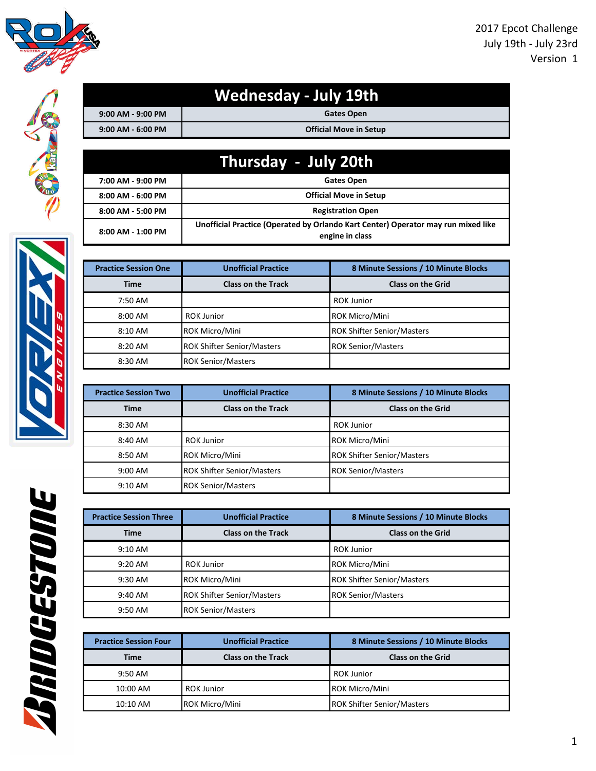2017 Epcot Challenge
July 19th - July 23rd
Version 1

## Wednesday - July 19th

| | |
|---|---|
| 9:00 AM - 9:00 PM | Gates Open |
| 9:00 AM - 6:00 PM | Official Move in Setup |

## Thursday - July 20th

| | |
|---|---|
| 7:00 AM - 9:00 PM | Gates Open |
| 8:00 AM - 6:00 PM | Official Move in Setup |
| 8:00 AM - 5:00 PM | Registration Open |
| 8:00 AM - 1:00 PM | Unofficial Practice (Operated by Orlando Kart Center) Operator may run mixed like engine in class |

| Practice Session One | Unofficial Practice | 8 Minute Sessions / 10 Minute Blocks |
|---|---|---|
| Time | Class on the Track | Class on the Grid |
| 7:50 AM | | ROK Junior |
| 8:00 AM | ROK Junior | ROK Micro/Mini |
| 8:10 AM | ROK Micro/Mini | ROK Shifter Senior/Masters |
| 8:20 AM | ROK Shifter Senior/Masters | ROK Senior/Masters |
| 8:30 AM | ROK Senior/Masters | |

| Practice Session Two | Unofficial Practice | 8 Minute Sessions / 10 Minute Blocks |
|---|---|---|
| Time | Class on the Track | Class on the Grid |
| 8:30 AM | | ROK Junior |
| 8:40 AM | ROK Junior | ROK Micro/Mini |
| 8:50 AM | ROK Micro/Mini | ROK Shifter Senior/Masters |
| 9:00 AM | ROK Shifter Senior/Masters | ROK Senior/Masters |
| 9:10 AM | ROK Senior/Masters | |

| Practice Session Three | Unofficial Practice | 8 Minute Sessions / 10 Minute Blocks |
|---|---|---|
| Time | Class on the Track | Class on the Grid |
| 9:10 AM | | ROK Junior |
| 9:20 AM | ROK Junior | ROK Micro/Mini |
| 9:30 AM | ROK Micro/Mini | ROK Shifter Senior/Masters |
| 9:40 AM | ROK Shifter Senior/Masters | ROK Senior/Masters |
| 9:50 AM | ROK Senior/Masters | |

| Practice Session Four | Unofficial Practice | 8 Minute Sessions / 10 Minute Blocks |
|---|---|---|
| Time | Class on the Track | Class on the Grid |
| 9:50 AM | | ROK Junior |
| 10:00 AM | ROK Junior | ROK Micro/Mini |
| 10:10 AM | ROK Micro/Mini | ROK Shifter Senior/Masters |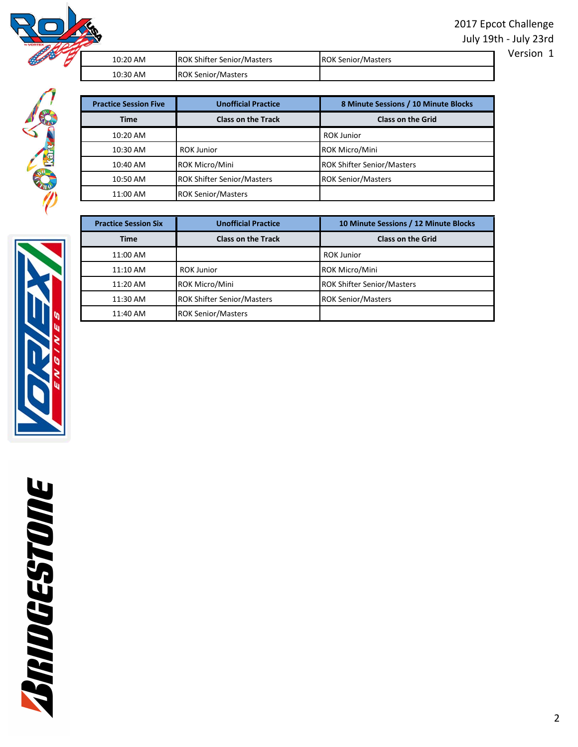2017 Epcot Challenge
July 19th - July 23rd
Version 1

| | | |
|---|---|---|
| 10:20 AM | ROK Shifter Senior/Masters | ROK Senior/Masters |
| 10:30 AM | ROK Senior/Masters | |

| Practice Session Five | Unofficial Practice | 8 Minute Sessions / 10 Minute Blocks |
|---|---|---|
| Time | Class on the Track | Class on the Grid |
| 10:20 AM | | ROK Junior |
| 10:30 AM | ROK Junior | ROK Micro/Mini |
| 10:40 AM | ROK Micro/Mini | ROK Shifter Senior/Masters |
| 10:50 AM | ROK Shifter Senior/Masters | ROK Senior/Masters |
| 11:00 AM | ROK Senior/Masters | |

| Practice Session Six | Unofficial Practice | 10 Minute Sessions / 12 Minute Blocks |
|---|---|---|
| Time | Class on the Track | Class on the Grid |
| 11:00 AM | | ROK Junior |
| 11:10 AM | ROK Junior | ROK Micro/Mini |
| 11:20 AM | ROK Micro/Mini | ROK Shifter Senior/Masters |
| 11:30 AM | ROK Shifter Senior/Masters | ROK Senior/Masters |
| 11:40 AM | ROK Senior/Masters | |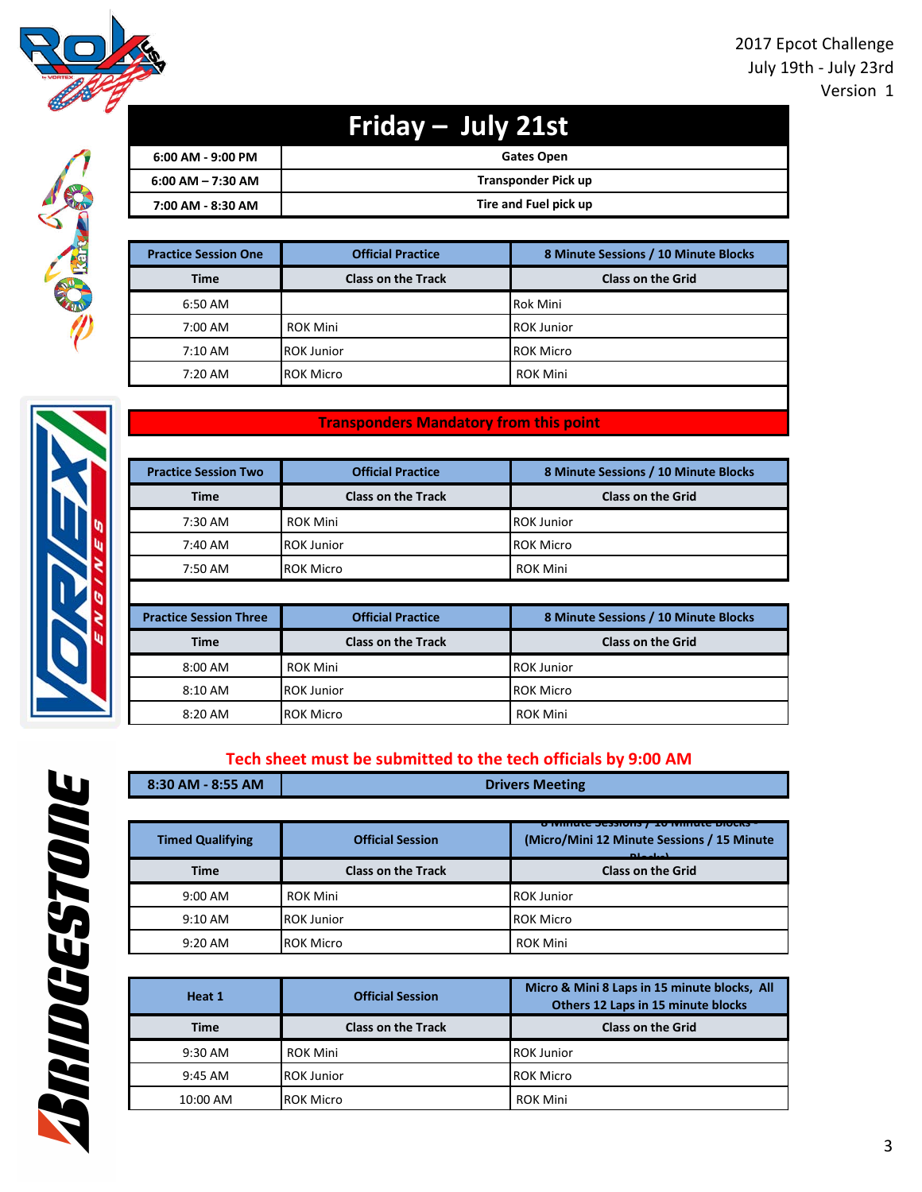2017 Epcot Challenge
July 19th - July 23rd
Version 1

# Friday – July 21st

| 6:00 AM - 9:00 PM | Gates Open |
|---|---|
| 6:00 AM – 7:30 AM | Transponder Pick up |
| 7:00 AM - 8:30 AM | Tire and Fuel pick up |

| Practice Session One | Official Practice | 8 Minute Sessions / 10 Minute Blocks |
|---|---|---|
| **Time** | **Class on the Track** | **Class on the Grid** |
| 6:50 AM | | Rok Mini |
| 7:00 AM | ROK Mini | ROK Junior |
| 7:10 AM | ROK Junior | ROK Micro |
| 7:20 AM | ROK Micro | ROK Mini |

**Transponders Mandatory from this point**

| Practice Session Two | Official Practice | 8 Minute Sessions / 10 Minute Blocks |
|---|---|---|
| **Time** | **Class on the Track** | **Class on the Grid** |
| 7:30 AM | ROK Mini | ROK Junior |
| 7:40 AM | ROK Junior | ROK Micro |
| 7:50 AM | ROK Micro | ROK Mini |

| Practice Session Three | Official Practice | 8 Minute Sessions / 10 Minute Blocks |
|---|---|---|
| **Time** | **Class on the Track** | **Class on the Grid** |
| 8:00 AM | ROK Mini | ROK Junior |
| 8:10 AM | ROK Junior | ROK Micro |
| 8:20 AM | ROK Micro | ROK Mini |

**Tech sheet must be submitted to the tech officials by 9:00 AM**

| 8:30 AM - 8:55 AM | Drivers Meeting |
|---|---|

| Timed Qualifying | Official Session | 8 Minute Sessions / 10 Minute Blocks - (Micro/Mini 12 Minute Sessions / 15 Minute Blocks) |
|---|---|---|
| **Time** | **Class on the Track** | **Class on the Grid** |
| 9:00 AM | ROK Mini | ROK Junior |
| 9:10 AM | ROK Junior | ROK Micro |
| 9:20 AM | ROK Micro | ROK Mini |

| Heat 1 | Official Session | Micro & Mini 8 Laps in 15 minute blocks, All Others 12 Laps in 15 minute blocks |
|---|---|---|
| **Time** | **Class on the Track** | **Class on the Grid** |
| 9:30 AM | ROK Mini | ROK Junior |
| 9:45 AM | ROK Junior | ROK Micro |
| 10:00 AM | ROK Micro | ROK Mini |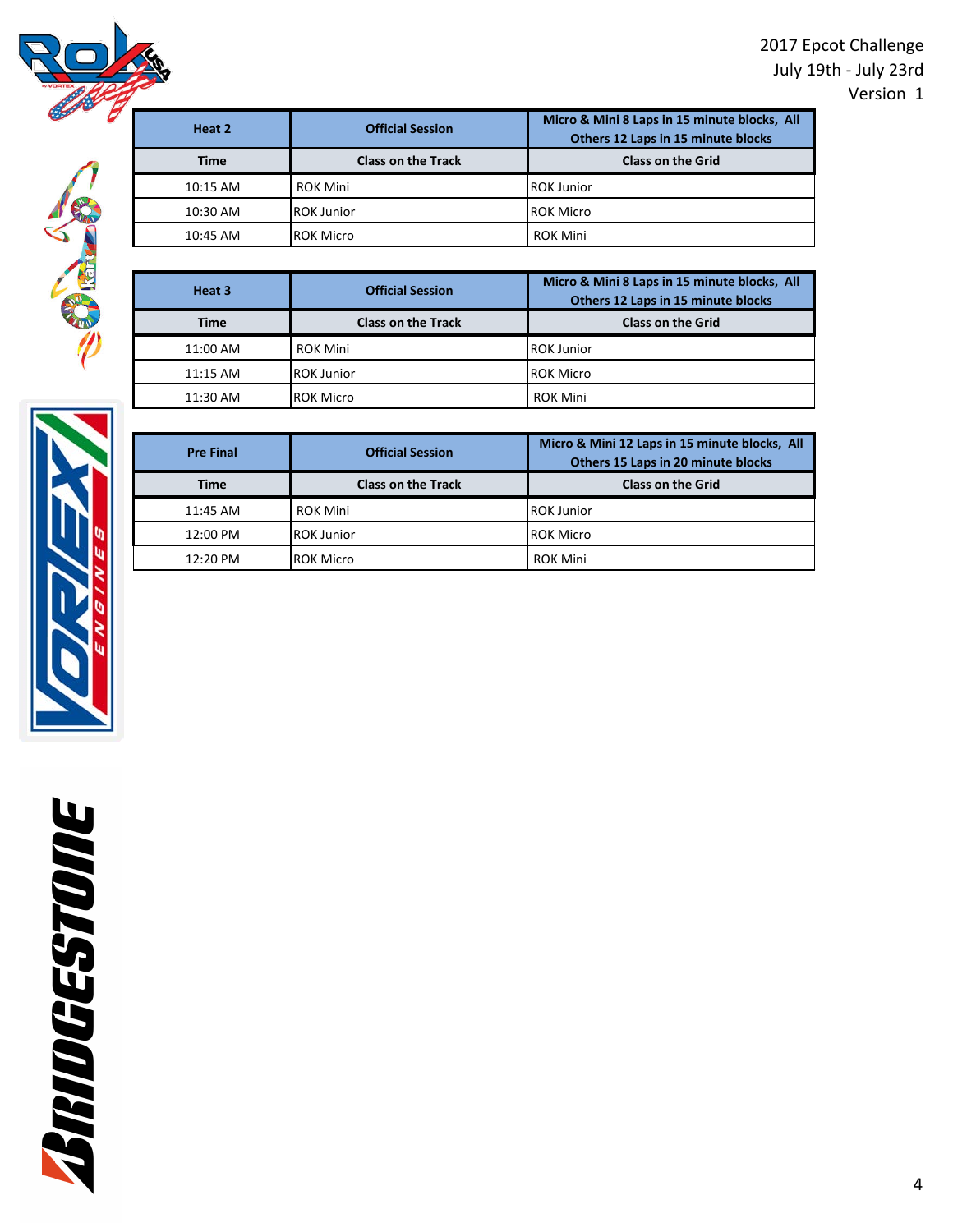2017 Epcot Challenge
July 19th - July 23rd
Version 1

| Heat 2 | Official Session | Micro & Mini 8 Laps in 15 minute blocks, All Others 12 Laps in 15 minute blocks |
|---|---|---|
| **Time** | **Class on the Track** | **Class on the Grid** |
| 10:15 AM | ROK Mini | ROK Junior |
| 10:30 AM | ROK Junior | ROK Micro |
| 10:45 AM | ROK Micro | ROK Mini |

| Heat 3 | Official Session | Micro & Mini 8 Laps in 15 minute blocks, All Others 12 Laps in 15 minute blocks |
|---|---|---|
| **Time** | **Class on the Track** | **Class on the Grid** |
| 11:00 AM | ROK Mini | ROK Junior |
| 11:15 AM | ROK Junior | ROK Micro |
| 11:30 AM | ROK Micro | ROK Mini |

| Pre Final | Official Session | Micro & Mini 12 Laps in 15 minute blocks, All Others 15 Laps in 20 minute blocks |
|---|---|---|
| **Time** | **Class on the Track** | **Class on the Grid** |
| 11:45 AM | ROK Mini | ROK Junior |
| 12:00 PM | ROK Junior | ROK Micro |
| 12:20 PM | ROK Micro | ROK Mini |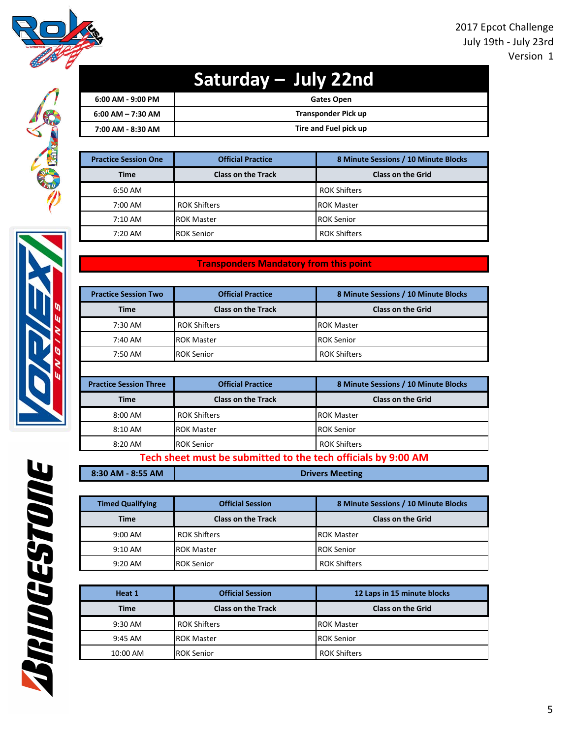2017 Epcot Challenge
July 19th - July 23rd
Version 1

# Saturday – July 22nd

| | |
|---|---|
| **6:00 AM - 9:00 PM** | **Gates Open** |
| **6:00 AM – 7:30 AM** | **Transponder Pick up** |
| **7:00 AM - 8:30 AM** | **Tire and Fuel pick up** |

| Practice Session One | Official Practice | 8 Minute Sessions / 10 Minute Blocks |
|---|---|---|
| **Time** | **Class on the Track** | **Class on the Grid** |
| 6:50 AM | | ROK Shifters |
| 7:00 AM | ROK Shifters | ROK Master |
| 7:10 AM | ROK Master | ROK Senior |
| 7:20 AM | ROK Senior | ROK Shifters |

**Transponders Mandatory from this point**

| Practice Session Two | Official Practice | 8 Minute Sessions / 10 Minute Blocks |
|---|---|---|
| **Time** | **Class on the Track** | **Class on the Grid** |
| 7:30 AM | ROK Shifters | ROK Master |
| 7:40 AM | ROK Master | ROK Senior |
| 7:50 AM | ROK Senior | ROK Shifters |

| Practice Session Three | Official Practice | 8 Minute Sessions / 10 Minute Blocks |
|---|---|---|
| **Time** | **Class on the Track** | **Class on the Grid** |
| 8:00 AM | ROK Shifters | ROK Master |
| 8:10 AM | ROK Master | ROK Senior |
| 8:20 AM | ROK Senior | ROK Shifters |

**Tech sheet must be submitted to the tech officials by 9:00 AM**

| | |
|---|---|
| **8:30 AM - 8:55 AM** | **Drivers Meeting** |

| Timed Qualifying | Official Session | 8 Minute Sessions / 10 Minute Blocks |
|---|---|---|
| **Time** | **Class on the Track** | **Class on the Grid** |
| 9:00 AM | ROK Shifters | ROK Master |
| 9:10 AM | ROK Master | ROK Senior |
| 9:20 AM | ROK Senior | ROK Shifters |

| Heat 1 | Official Session | 12 Laps in 15 minute blocks |
|---|---|---|
| **Time** | **Class on the Track** | **Class on the Grid** |
| 9:30 AM | ROK Shifters | ROK Master |
| 9:45 AM | ROK Master | ROK Senior |
| 10:00 AM | ROK Senior | ROK Shifters |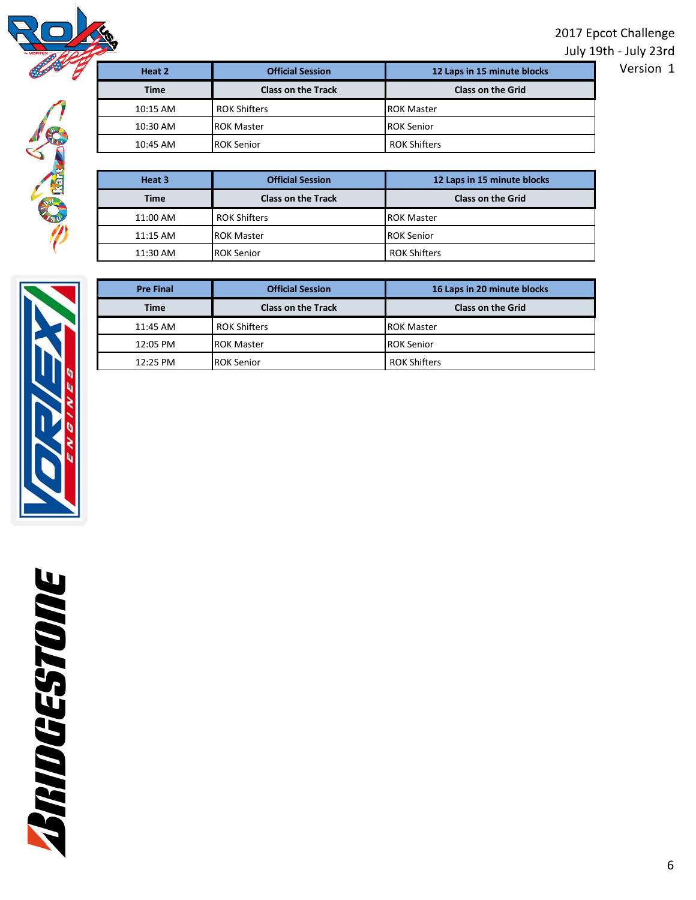2017 Epcot Challenge
July 19th - July 23rd
Version 1

| Heat 2 | Official Session | 12 Laps in 15 minute blocks |
|---|---|---|
| **Time** | **Class on the Track** | **Class on the Grid** |
| 10:15 AM | ROK Shifters | ROK Master |
| 10:30 AM | ROK Master | ROK Senior |
| 10:45 AM | ROK Senior | ROK Shifters |

| Heat 3 | Official Session | 12 Laps in 15 minute blocks |
|---|---|---|
| **Time** | **Class on the Track** | **Class on the Grid** |
| 11:00 AM | ROK Shifters | ROK Master |
| 11:15 AM | ROK Master | ROK Senior |
| 11:30 AM | ROK Senior | ROK Shifters |

| Pre Final | Official Session | 16 Laps in 20 minute blocks |
|---|---|---|
| **Time** | **Class on the Track** | **Class on the Grid** |
| 11:45 AM | ROK Shifters | ROK Master |
| 12:05 PM | ROK Master | ROK Senior |
| 12:25 PM | ROK Senior | ROK Shifters |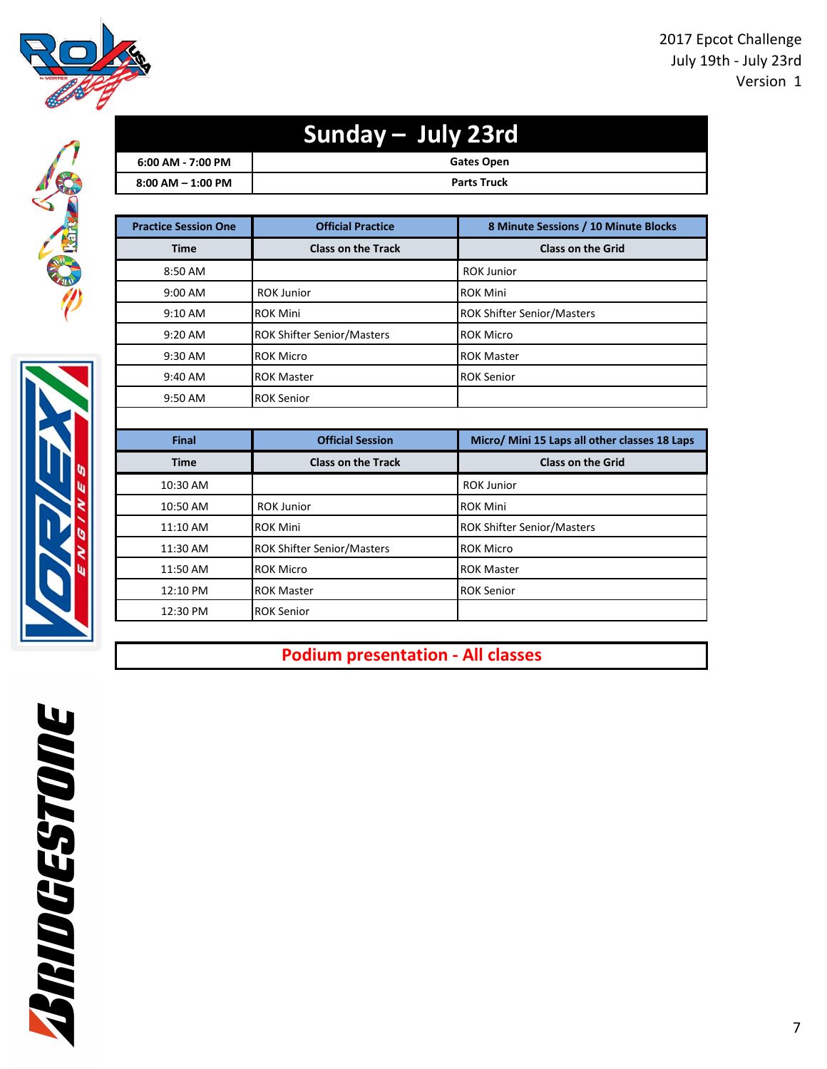2017 Epcot Challenge
July 19th - July 23rd
Version 1

# Sunday – July 23rd

| | |
|---|---|
| 6:00 AM - 7:00 PM | Gates Open |
| 8:00 AM – 1:00 PM | Parts Truck |

| Practice Session One | Official Practice | 8 Minute Sessions / 10 Minute Blocks |
|---|---|---|
| **Time** | **Class on the Track** | **Class on the Grid** |
| 8:50 AM | | ROK Junior |
| 9:00 AM | ROK Junior | ROK Mini |
| 9:10 AM | ROK Mini | ROK Shifter Senior/Masters |
| 9:20 AM | ROK Shifter Senior/Masters | ROK Micro |
| 9:30 AM | ROK Micro | ROK Master |
| 9:40 AM | ROK Master | ROK Senior |
| 9:50 AM | ROK Senior | |

| Final | Official Session | Micro/ Mini 15 Laps all other classes 18 Laps |
|---|---|---|
| **Time** | **Class on the Track** | **Class on the Grid** |
| 10:30 AM | | ROK Junior |
| 10:50 AM | ROK Junior | ROK Mini |
| 11:10 AM | ROK Mini | ROK Shifter Senior/Masters |
| 11:30 AM | ROK Shifter Senior/Masters | ROK Micro |
| 11:50 AM | ROK Micro | ROK Master |
| 12:10 PM | ROK Master | ROK Senior |
| 12:30 PM | ROK Senior | |

**Podium presentation - All classes**